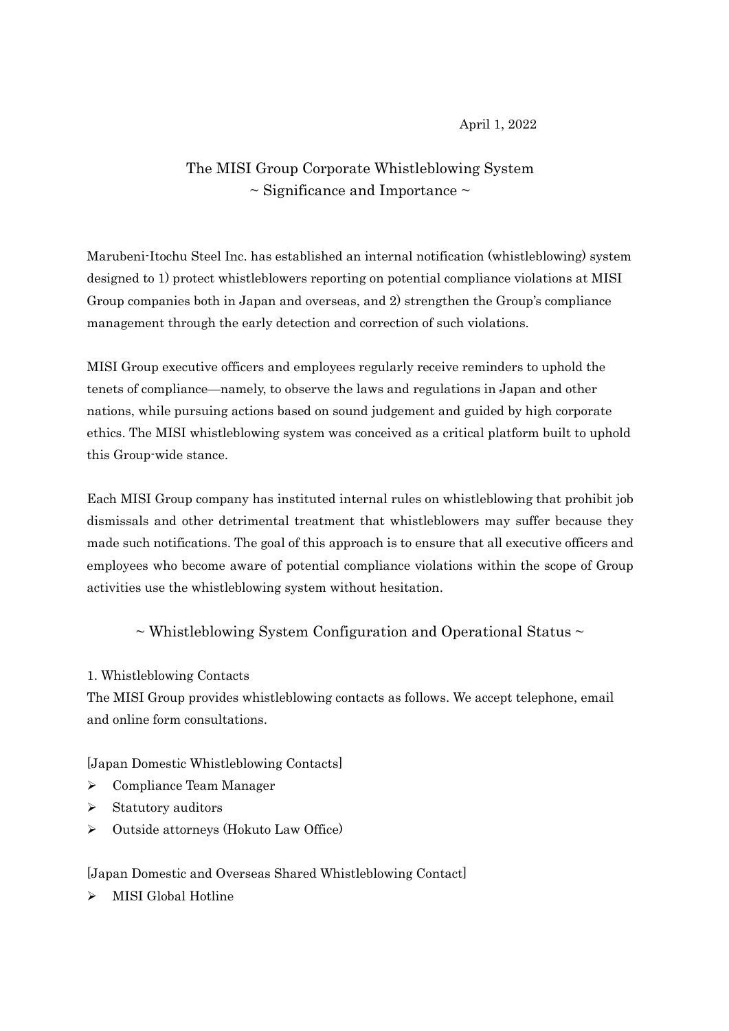April 1, 2022

# The MISI Group Corporate Whistleblowing System
## ~ Significance and Importance ~

Marubeni-Itochu Steel Inc. has established an internal notification (whistleblowing) system designed to 1) protect whistleblowers reporting on potential compliance violations at MISI Group companies both in Japan and overseas, and 2) strengthen the Group's compliance management through the early detection and correction of such violations.

MISI Group executive officers and employees regularly receive reminders to uphold the tenets of compliance—namely, to observe the laws and regulations in Japan and other nations, while pursuing actions based on sound judgement and guided by high corporate ethics. The MISI whistleblowing system was conceived as a critical platform built to uphold this Group-wide stance.

Each MISI Group company has instituted internal rules on whistleblowing that prohibit job dismissals and other detrimental treatment that whistleblowers may suffer because they made such notifications. The goal of this approach is to ensure that all executive officers and employees who become aware of potential compliance violations within the scope of Group activities use the whistleblowing system without hesitation.

## ~ Whistleblowing System Configuration and Operational Status ~

1. Whistleblowing Contacts

The MISI Group provides whistleblowing contacts as follows. We accept telephone, email and online form consultations.

[Japan Domestic Whistleblowing Contacts]

- Compliance Team Manager
- Statutory auditors
- Outside attorneys (Hokuto Law Office)

[Japan Domestic and Overseas Shared Whistleblowing Contact]

- MISI Global Hotline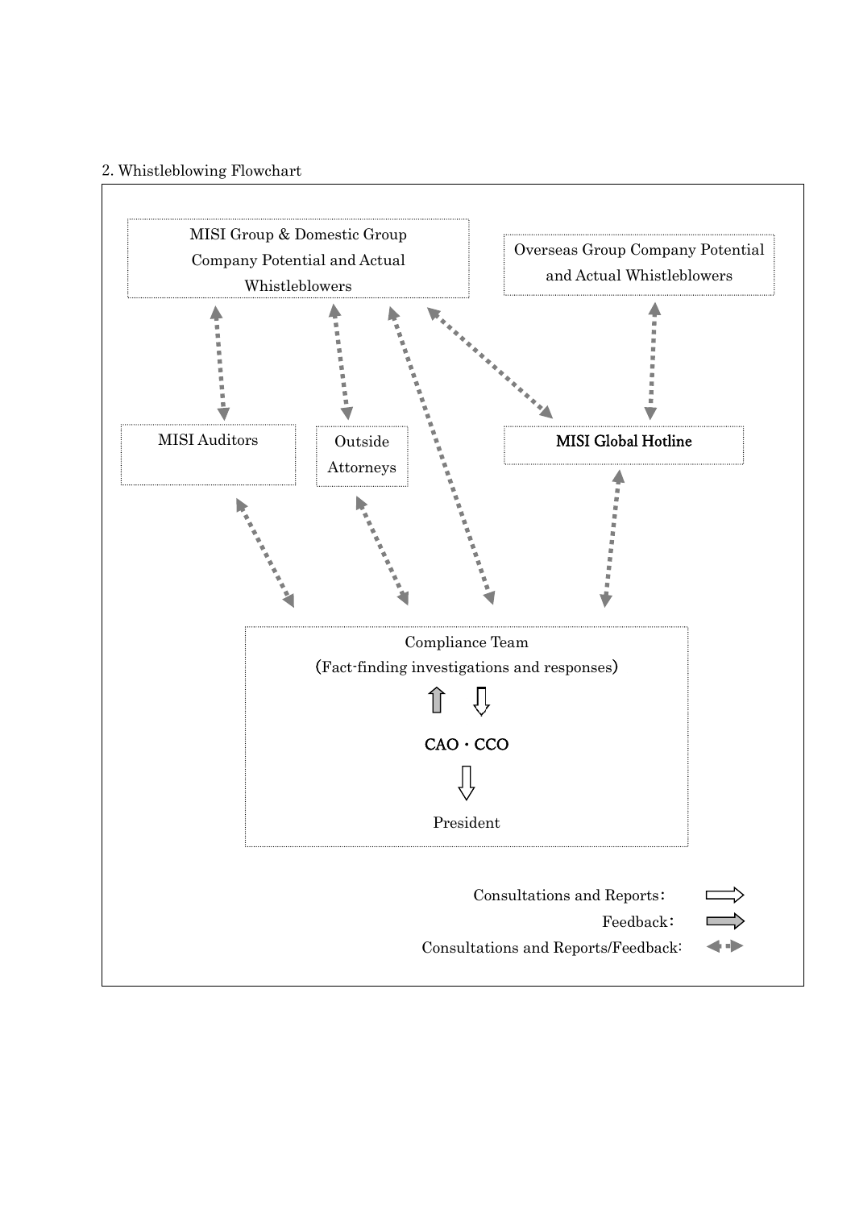2. Whistleblowing Flowchart

MISI Group & Domestic Group Company Potential and Actual Whistleblowers

Overseas Group Company Potential and Actual Whistleblowers

MISI Auditors

Outside Attorneys

**MISI Global Hotline**

Compliance Team

(Fact-finding investigations and responses)

**CAO・CCO**

President

Consultations and Reports：

Feedback：

Consultations and Reports/Feedback: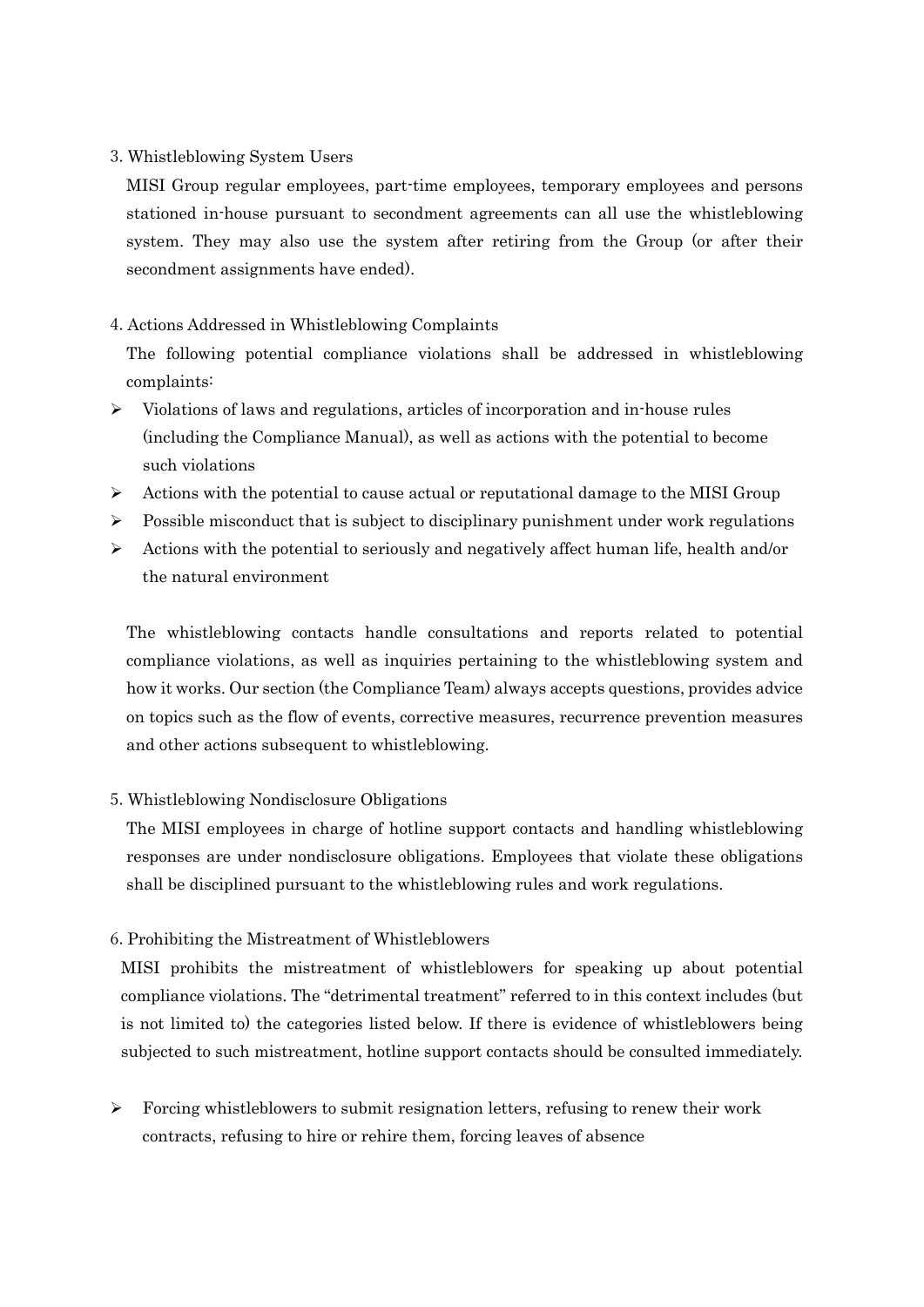3. Whistleblowing System Users

MISI Group regular employees, part-time employees, temporary employees and persons stationed in-house pursuant to secondment agreements can all use the whistleblowing system. They may also use the system after retiring from the Group (or after their secondment assignments have ended).

4. Actions Addressed in Whistleblowing Complaints

The following potential compliance violations shall be addressed in whistleblowing complaints:

- Violations of laws and regulations, articles of incorporation and in-house rules (including the Compliance Manual), as well as actions with the potential to become such violations
- Actions with the potential to cause actual or reputational damage to the MISI Group
- Possible misconduct that is subject to disciplinary punishment under work regulations
- Actions with the potential to seriously and negatively affect human life, health and/or the natural environment

The whistleblowing contacts handle consultations and reports related to potential compliance violations, as well as inquiries pertaining to the whistleblowing system and how it works. Our section (the Compliance Team) always accepts questions, provides advice on topics such as the flow of events, corrective measures, recurrence prevention measures and other actions subsequent to whistleblowing.

5. Whistleblowing Nondisclosure Obligations

The MISI employees in charge of hotline support contacts and handling whistleblowing responses are under nondisclosure obligations. Employees that violate these obligations shall be disciplined pursuant to the whistleblowing rules and work regulations.

6. Prohibiting the Mistreatment of Whistleblowers

MISI prohibits the mistreatment of whistleblowers for speaking up about potential compliance violations. The "detrimental treatment" referred to in this context includes (but is not limited to) the categories listed below. If there is evidence of whistleblowers being subjected to such mistreatment, hotline support contacts should be consulted immediately.

- Forcing whistleblowers to submit resignation letters, refusing to renew their work contracts, refusing to hire or rehire them, forcing leaves of absence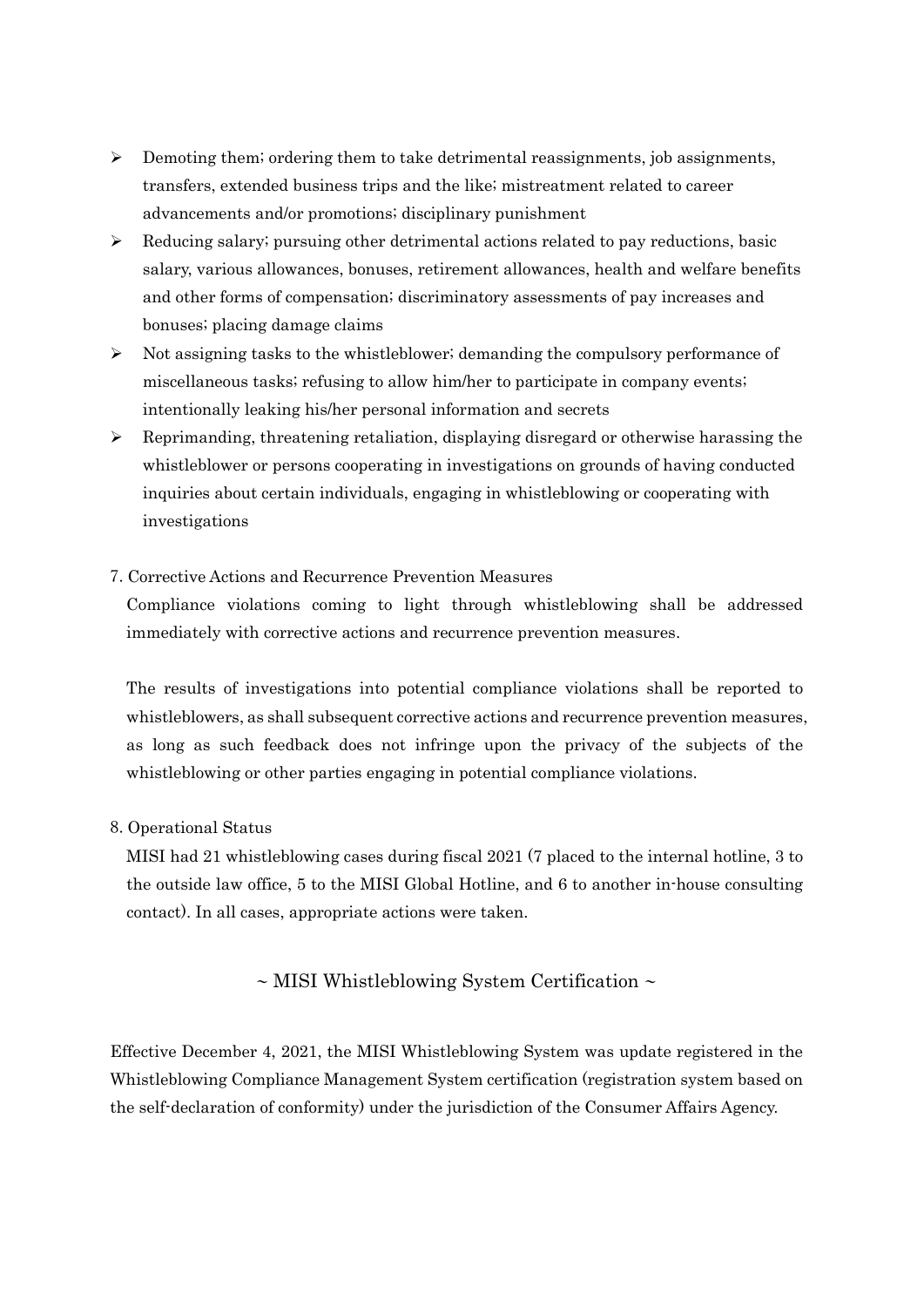- Demoting them; ordering them to take detrimental reassignments, job assignments, transfers, extended business trips and the like; mistreatment related to career advancements and/or promotions; disciplinary punishment
- Reducing salary; pursuing other detrimental actions related to pay reductions, basic salary, various allowances, bonuses, retirement allowances, health and welfare benefits and other forms of compensation; discriminatory assessments of pay increases and bonuses; placing damage claims
- Not assigning tasks to the whistleblower; demanding the compulsory performance of miscellaneous tasks; refusing to allow him/her to participate in company events; intentionally leaking his/her personal information and secrets
- Reprimanding, threatening retaliation, displaying disregard or otherwise harassing the whistleblower or persons cooperating in investigations on grounds of having conducted inquiries about certain individuals, engaging in whistleblowing or cooperating with investigations

7. Corrective Actions and Recurrence Prevention Measures

Compliance violations coming to light through whistleblowing shall be addressed immediately with corrective actions and recurrence prevention measures.

The results of investigations into potential compliance violations shall be reported to whistleblowers, as shall subsequent corrective actions and recurrence prevention measures, as long as such feedback does not infringe upon the privacy of the subjects of the whistleblowing or other parties engaging in potential compliance violations.

8. Operational Status

MISI had 21 whistleblowing cases during fiscal 2021 (7 placed to the internal hotline, 3 to the outside law office, 5 to the MISI Global Hotline, and 6 to another in-house consulting contact). In all cases, appropriate actions were taken.

~ MISI Whistleblowing System Certification ~

Effective December 4, 2021, the MISI Whistleblowing System was update registered in the Whistleblowing Compliance Management System certification (registration system based on the self-declaration of conformity) under the jurisdiction of the Consumer Affairs Agency.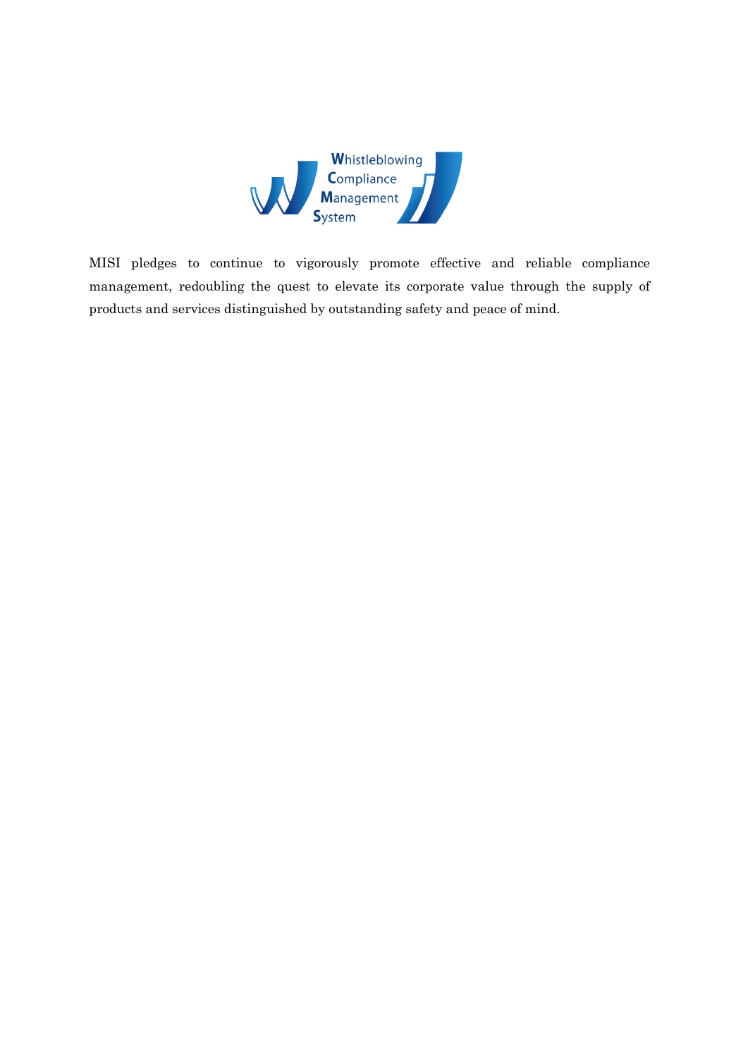Whistleblowing
Compliance
Management
System

MISI pledges to continue to vigorously promote effective and reliable compliance management, redoubling the quest to elevate its corporate value through the supply of products and services distinguished by outstanding safety and peace of mind.